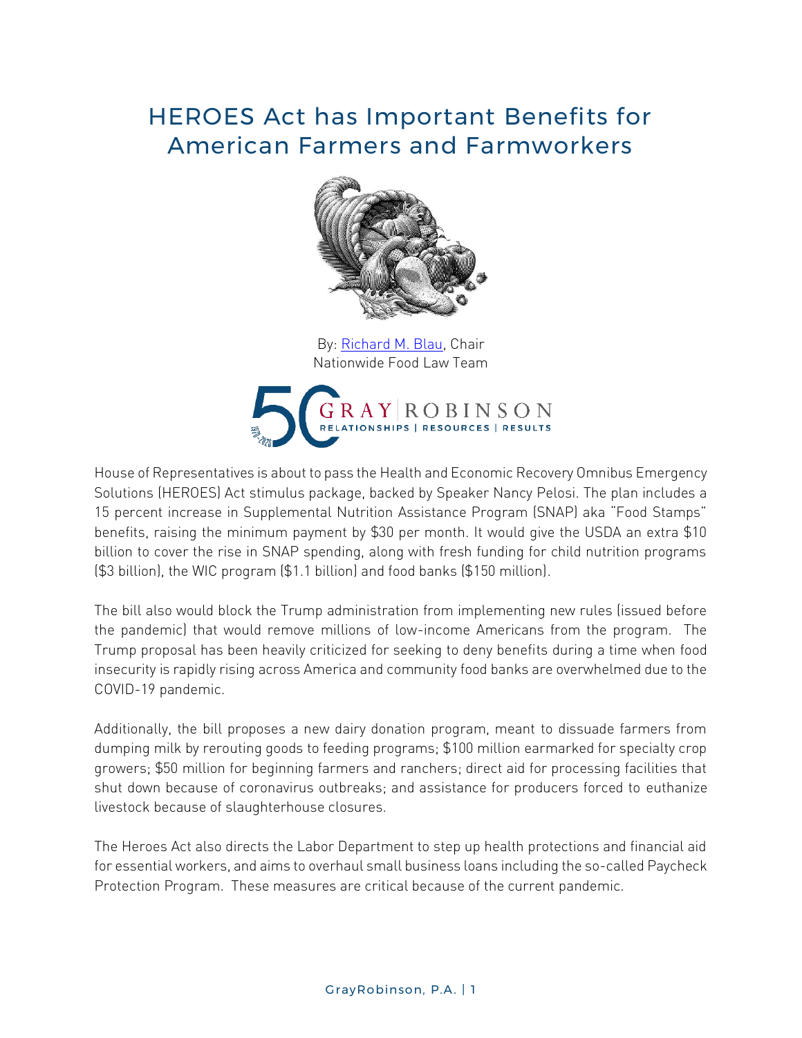# HEROES Act has Important Benefits for American Farmers and Farmworkers

By: [Richard M. Blau](), Chair
Nationwide Food Law Team

GRAY | ROBINSON
RELATIONSHIPS | RESOURCES | RESULTS

House of Representatives is about to pass the Health and Economic Recovery Omnibus Emergency Solutions (HEROES) Act stimulus package, backed by Speaker Nancy Pelosi. The plan includes a 15 percent increase in Supplemental Nutrition Assistance Program (SNAP) aka "Food Stamps" benefits, raising the minimum payment by $30 per month. It would give the USDA an extra $10 billion to cover the rise in SNAP spending, along with fresh funding for child nutrition programs ($3 billion), the WIC program ($1.1 billion) and food banks ($150 million).

The bill also would block the Trump administration from implementing new rules (issued before the pandemic) that would remove millions of low-income Americans from the program. The Trump proposal has been heavily criticized for seeking to deny benefits during a time when food insecurity is rapidly rising across America and community food banks are overwhelmed due to the COVID-19 pandemic.

Additionally, the bill proposes a new dairy donation program, meant to dissuade farmers from dumping milk by rerouting goods to feeding programs; $100 million earmarked for specialty crop growers; $50 million for beginning farmers and ranchers; direct aid for processing facilities that shut down because of coronavirus outbreaks; and assistance for producers forced to euthanize livestock because of slaughterhouse closures.

The Heroes Act also directs the Labor Department to step up health protections and financial aid for essential workers, and aims to overhaul small business loans including the so-called Paycheck Protection Program. These measures are critical because of the current pandemic.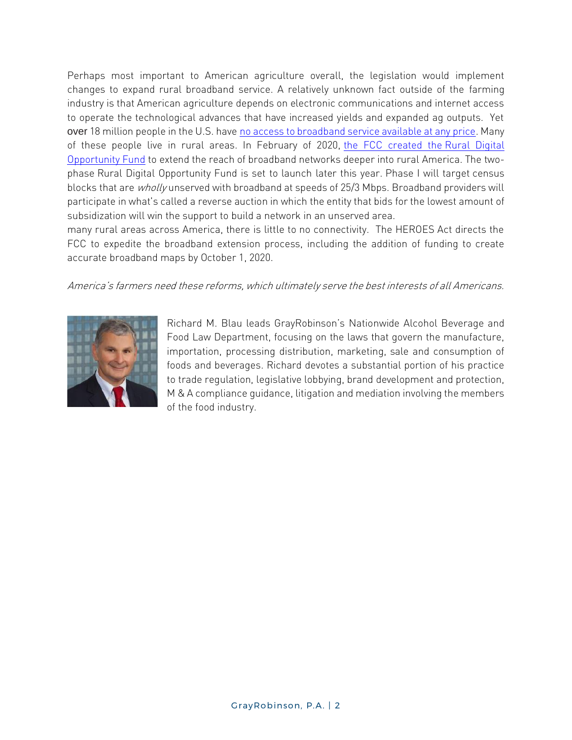Perhaps most important to American agriculture overall, the legislation would implement changes to expand rural broadband service. A relatively unknown fact outside of the farming industry is that American agriculture depends on electronic communications and internet access to operate the technological advances that have increased yields and expanded ag outputs. Yet over 18 million people in the U.S. have no access to broadband service available at any price. Many of these people live in rural areas. In February of 2020, the FCC created the Rural Digital Opportunity Fund to extend the reach of broadband networks deeper into rural America. The two-phase Rural Digital Opportunity Fund is set to launch later this year. Phase I will target census blocks that are *wholly* unserved with broadband at speeds of 25/3 Mbps. Broadband providers will participate in what's called a reverse auction in which the entity that bids for the lowest amount of subsidization will win the support to build a network in an unserved area.
many rural areas across America, there is little to no connectivity. The HEROES Act directs the FCC to expedite the broadband extension process, including the addition of funding to create accurate broadband maps by October 1, 2020.

*America's farmers need these reforms, which ultimately serve the best interests of all Americans.*

Richard M. Blau leads GrayRobinson's Nationwide Alcohol Beverage and Food Law Department, focusing on the laws that govern the manufacture, importation, processing distribution, marketing, sale and consumption of foods and beverages. Richard devotes a substantial portion of his practice to trade regulation, legislative lobbying, brand development and protection, M & A compliance guidance, litigation and mediation involving the members of the food industry.